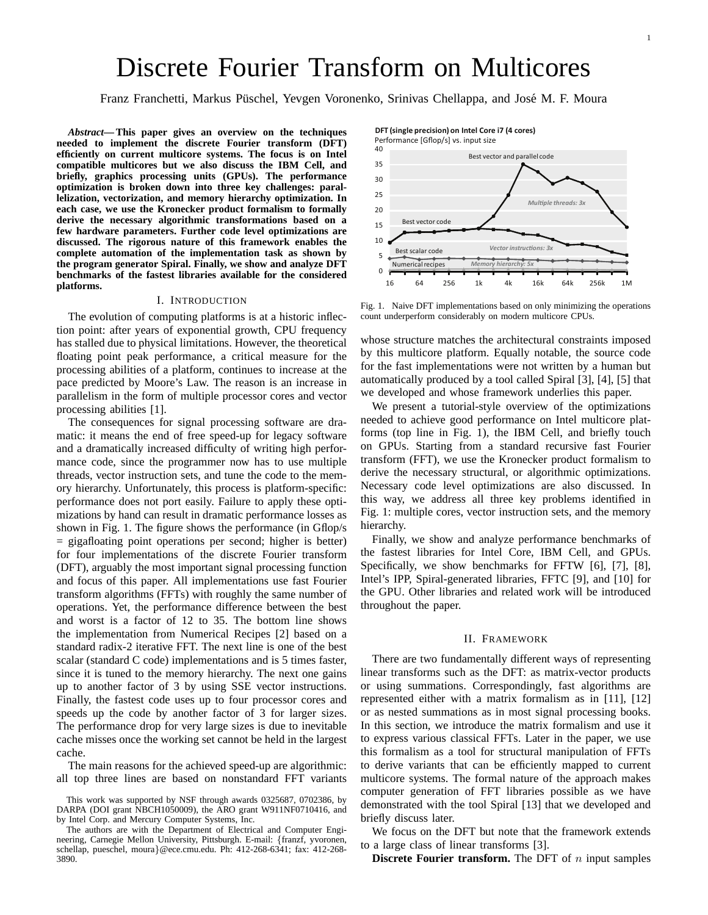# Discrete Fourier Transform on Multicores

Franz Franchetti, Markus Püschel, Yevgen Voronenko, Srinivas Chellappa, and José M. F. Moura

***Abstract*— This paper gives an overview on the techniques needed to implement the discrete Fourier transform (DFT) efficiently on current multicore systems. The focus is on Intel compatible multicores but we also discuss the IBM Cell, and briefly, graphics processing units (GPUs). The performance optimization is broken down into three key challenges: parallelization, vectorization, and memory hierarchy optimization. In each case, we use the Kronecker product formalism to formally derive the necessary algorithmic transformations based on a few hardware parameters. Further code level optimizations are discussed. The rigorous nature of this framework enables the complete automation of the implementation task as shown by the program generator Spiral. Finally, we show and analyze DFT benchmarks of the fastest libraries available for the considered platforms.**

## I. Introduction

The evolution of computing platforms is at a historic inflection point: after years of exponential growth, CPU frequency has stalled due to physical limitations. However, the theoretical floating point peak performance, a critical measure for the processing abilities of a platform, continues to increase at the pace predicted by Moore's Law. The reason is an increase in parallelism in the form of multiple processor cores and vector processing abilities [1].

The consequences for signal processing software are dramatic: it means the end of free speed-up for legacy software and a dramatically increased difficulty of writing high performance code, since the programmer now has to use multiple threads, vector instruction sets, and tune the code to the memory hierarchy. Unfortunately, this process is platform-specific: performance does not port easily. Failure to apply these optimizations by hand can result in dramatic performance losses as shown in Fig. 1. The figure shows the performance (in Gflop/s = gigafloating point operations per second; higher is better) for four implementations of the discrete Fourier transform (DFT), arguably the most important signal processing function and focus of this paper. All implementations use fast Fourier transform algorithms (FFTs) with roughly the same number of operations. Yet, the performance difference between the best and worst is a factor of 12 to 35. The bottom line shows the implementation from Numerical Recipes [2] based on a standard radix-2 iterative FFT. The next line is one of the best scalar (standard C code) implementations and is 5 times faster, since it is tuned to the memory hierarchy. The next one gains up to another factor of 3 by using SSE vector instructions. Finally, the fastest code uses up to four processor cores and speeds up the code by another factor of 3 for larger sizes. The performance drop for very large sizes is due to inevitable cache misses once the working set cannot be held in the largest cache.

The main reasons for the achieved speed-up are algorithmic: all top three lines are based on nonstandard FFT variants whose structure matches the architectural constraints imposed by this multicore platform. Equally notable, the source code for the fast implementations were not written by a human but automatically produced by a tool called Spiral [3], [4], [5] that we developed and whose framework underlies this paper.

Fig. 1. Naive DFT implementations based on only minimizing the operations count underperform considerably on modern multicore CPUs.

We present a tutorial-style overview of the optimizations needed to achieve good performance on Intel multicore platforms (top line in Fig. 1), the IBM Cell, and briefly touch on GPUs. Starting from a standard recursive fast Fourier transform (FFT), we use the Kronecker product formalism to derive the necessary structural, or algorithmic optimizations. Necessary code level optimizations are also discussed. In this way, we address all three key problems identified in Fig. 1: multiple cores, vector instruction sets, and the memory hierarchy.

Finally, we show and analyze performance benchmarks of the fastest libraries for Intel Core, IBM Cell, and GPUs. Specifically, we show benchmarks for FFTW [6], [7], [8], Intel's IPP, Spiral-generated libraries, FFTC [9], and [10] for the GPU. Other libraries and related work will be introduced throughout the paper.

## II. Framework

There are two fundamentally different ways of representing linear transforms such as the DFT: as matrix-vector products or using summations. Correspondingly, fast algorithms are represented either with a matrix formalism as in [11], [12] or as nested summations as in most signal processing books. In this section, we introduce the matrix formalism and use it to express various classical FFTs. Later in the paper, we use this formalism as a tool for structural manipulation of FFTs to derive variants that can be efficiently mapped to current multicore systems. The formal nature of the approach makes computer generation of FFT libraries possible as we have demonstrated with the tool Spiral [13] that we developed and briefly discuss later.

We focus on the DFT but note that the framework extends to a large class of linear transforms [3].

**Discrete Fourier transform.** The DFT of $n$ input samples

This work was supported by NSF through awards 0325687, 0702386, by DARPA (DOI grant NBCH1050009), the ARO grant W911NF0710416, and by Intel Corp. and Mercury Computer Systems, Inc.

The authors are with the Department of Electrical and Computer Engineering, Carnegie Mellon University, Pittsburgh. E-mail: {franzf, yvoronen, schellap, pueschel, moura}@ece.cmu.edu. Ph: 412-268-6341; fax: 412-268-3890.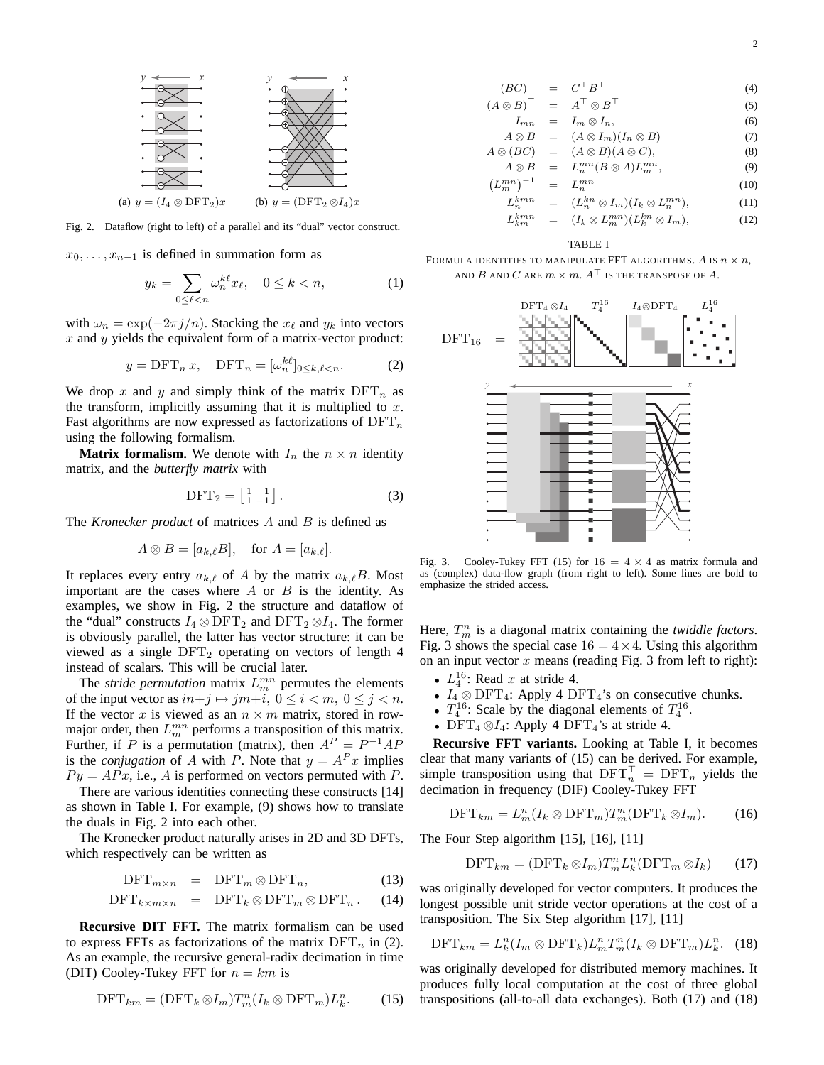(a) $y = (I_4 \otimes \mathrm{DFT}_2)x$ (b) $y = (\mathrm{DFT}_2 \otimes I_4)x$

Fig. 2. Dataflow (right to left) of a parallel and its "dual" vector construct.

$x_0, \ldots, x_{n-1}$ is defined in summation form as

$$y_k = \sum_{0 \le \ell < n} \omega_n^{k\ell} x_\ell, \quad 0 \le k < n, \tag{1}$$

with $\omega_n = \exp(-2\pi j/n)$. Stacking the $x_\ell$ and $y_k$ into vectors $x$ and $y$ yields the equivalent form of a matrix-vector product:

$$y = \mathrm{DFT}_n\, x, \quad \mathrm{DFT}_n = [\omega_n^{k\ell}]_{0 \le k,\ell < n}. \tag{2}$$

We drop $x$ and $y$ and simply think of the matrix $\mathrm{DFT}_n$ as the transform, implicitly assuming that it is multiplied to $x$. Fast algorithms are now expressed as factorizations of $\mathrm{DFT}_n$ using the following formalism.

**Matrix formalism.** We denote with $I_n$ the $n \times n$ identity matrix, and the *butterfly matrix* with

$$\mathrm{DFT}_2 = \begin{bmatrix} 1 & 1 \\ 1 & -1 \end{bmatrix}. \tag{3}$$

The *Kronecker product* of matrices $A$ and $B$ is defined as

$$A \otimes B = [a_{k,\ell} B], \quad \text{for } A = [a_{k,\ell}].$$

It replaces every entry $a_{k,\ell}$ of $A$ by the matrix $a_{k,\ell}B$. Most important are the cases where $A$ or $B$ is the identity. As examples, we show in Fig. 2 the structure and dataflow of the "dual" constructs $I_4 \otimes \mathrm{DFT}_2$ and $\mathrm{DFT}_2 \otimes I_4$. The former is obviously parallel, the latter has vector structure: it can be viewed as a single $\mathrm{DFT}_2$ operating on vectors of length 4 instead of scalars. This will be crucial later.

The *stride permutation* matrix $L_m^{mn}$ permutes the elements of the input vector as $in+j \mapsto jm+i$, $0 \le i < m$, $0 \le j < n$. If the vector $x$ is viewed as an $n \times m$ matrix, stored in row-major order, then $L_m^{mn}$ performs a transposition of this matrix. Further, if $P$ is a permutation (matrix), then $A^P = P^{-1}AP$ is the *conjugation* of $A$ with $P$. Note that $y = A^P x$ implies $Py = APx$, i.e., $A$ is performed on vectors permuted with $P$.

There are various identities connecting these constructs [14] as shown in Table I. For example, (9) shows how to translate the duals in Fig. 2 into each other.

The Kronecker product naturally arises in 2D and 3D DFTs, which respectively can be written as

$$\mathrm{DFT}_{m \times n} = \mathrm{DFT}_m \otimes \mathrm{DFT}_n, \tag{13}$$

$$\mathrm{DFT}_{k \times m \times n} = \mathrm{DFT}_k \otimes \mathrm{DFT}_m \otimes \mathrm{DFT}_n. \tag{14}$$

**Recursive DIT FFT.** The matrix formalism can be used to express FFTs as factorizations of the matrix $\mathrm{DFT}_n$ in (2). As an example, the recursive general-radix decimation in time (DIT) Cooley-Tukey FFT for $n = km$ is

$$\mathrm{DFT}_{km} = (\mathrm{DFT}_k \otimes I_m) T_m^n (I_k \otimes \mathrm{DFT}_m) L_k^n. \tag{15}$$

$$(BC)^\top = C^\top B^\top \tag{4}$$
$$(A \otimes B)^\top = A^\top \otimes B^\top \tag{5}$$
$$I_{mn} = I_m \otimes I_n, \tag{6}$$
$$A \otimes B = (A \otimes I_m)(I_n \otimes B) \tag{7}$$
$$A \otimes (BC) = (A \otimes B)(A \otimes C), \tag{8}$$
$$A \otimes B = L_n^{mn}(B \otimes A)L_m^{mn}, \tag{9}$$
$$\left(L_m^{mn}\right)^{-1} = L_n^{mn} \tag{10}$$
$$L_n^{kmn} = (L_n^{kn} \otimes I_m)(I_k \otimes L_n^{mn}), \tag{11}$$
$$L_{km}^{kmn} = (I_k \otimes L_m^{mn})(L_k^{kn} \otimes I_m), \tag{12}$$

TABLE I

FORMULA IDENTITIES TO MANIPULATE FFT ALGORITHMS. $A$ IS $n \times n$, AND $B$ AND $C$ ARE $m \times m$. $A^\top$ IS THE TRANSPOSE OF $A$.

$\mathrm{DFT}_{16}$ = $\mathrm{DFT}_4 \otimes I_4$ · $T_4^{16}$ · $I_4 \otimes \mathrm{DFT}_4$ · $L_4^{16}$

Fig. 3. Cooley-Tukey FFT (15) for $16 = 4 \times 4$ as matrix formula and as (complex) data-flow graph (from right to left). Some lines are bold to emphasize the strided access.

Here, $T_m^n$ is a diagonal matrix containing the *twiddle factors*. Fig. 3 shows the special case $16 = 4 \times 4$. Using this algorithm on an input vector $x$ means (reading Fig. 3 from left to right):

- $L_4^{16}$: Read $x$ at stride 4.
- $I_4 \otimes \mathrm{DFT}_4$: Apply 4 $\mathrm{DFT}_4$'s on consecutive chunks.
- $T_4^{16}$: Scale by the diagonal elements of $T_4^{16}$.
- $\mathrm{DFT}_4 \otimes I_4$: Apply 4 $\mathrm{DFT}_4$'s at stride 4.

**Recursive FFT variants.** Looking at Table I, it becomes clear that many variants of (15) can be derived. For example, simple transposition using that $\mathrm{DFT}_n^\top = \mathrm{DFT}_n$ yields the decimation in frequency (DIF) Cooley-Tukey FFT

$$\mathrm{DFT}_{km} = L_m^n (I_k \otimes \mathrm{DFT}_m) T_m^n (\mathrm{DFT}_k \otimes I_m). \tag{16}$$

The Four Step algorithm [15], [16], [11]

$$\mathrm{DFT}_{km} = (\mathrm{DFT}_k \otimes I_m) T_m^n L_k^n (\mathrm{DFT}_m \otimes I_k) \tag{17}$$

was originally developed for vector computers. It produces the longest possible unit stride vector operations at the cost of a transposition. The Six Step algorithm [17], [11]

$$\mathrm{DFT}_{km} = L_k^n (I_m \otimes \mathrm{DFT}_k) L_m^n T_m^n (I_k \otimes \mathrm{DFT}_m) L_k^n. \tag{18}$$

was originally developed for distributed memory machines. It produces fully local computation at the cost of three global transpositions (all-to-all data exchanges). Both (17) and (18)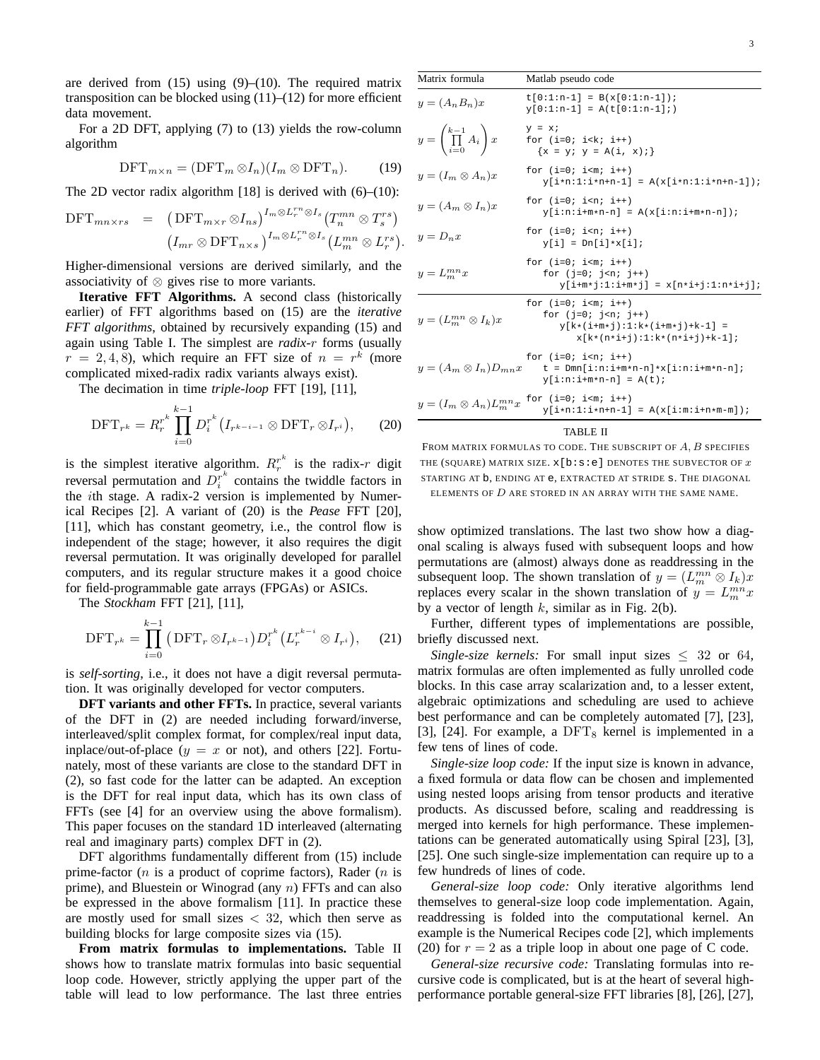are derived from (15) using (9)–(10). The required matrix transposition can be blocked using (11)–(12) for more efficient data movement.

For a 2D DFT, applying (7) to (13) yields the row-column algorithm

$$\mathrm{DFT}_{m\times n} = (\mathrm{DFT}_m \otimes I_n)(I_m \otimes \mathrm{DFT}_n). \qquad (19)$$

The 2D vector radix algorithm [18] is derived with (6)–(10):

$$\begin{aligned}\mathrm{DFT}_{mn\times rs} \;=\; & \big(\mathrm{DFT}_{m\times r}\otimes I_{ns}\big)^{I_m\otimes L^{rn}_r \otimes I_s}\big(T^{mn}_n \otimes T^{rs}_s\big)\\ & \big(I_{mr}\otimes \mathrm{DFT}_{n\times s}\big)^{I_m\otimes L^{rn}_r \otimes I_s}\big(L^{mn}_m \otimes L^{rs}_r\big).\end{aligned}$$

Higher-dimensional versions are derived similarly, and the associativity of $\otimes$ gives rise to more variants.

**Iterative FFT Algorithms.** A second class (historically earlier) of FFT algorithms based on (15) are the *iterative FFT algorithms*, obtained by recursively expanding (15) and again using Table I. The simplest are *radix-$r$* forms (usually $r = 2, 4, 8$), which require an FFT size of $n = r^k$ (more complicated mixed-radix radix variants always exist).

The decimation in time *triple-loop* FFT [19], [11],

$$\mathrm{DFT}_{r^k} = R^{r^k}_r \prod_{i=0}^{k-1} D^{r^k}_i \big(I_{r^{k-i-1}} \otimes \mathrm{DFT}_r \otimes I_{r^i}\big), \qquad (20)$$

is the simplest iterative algorithm. $R^{r^k}_r$ is the radix-$r$ digit reversal permutation and $D^{r^k}_i$ contains the twiddle factors in the $i$th stage. A radix-2 version is implemented by Numerical Recipes [2]. A variant of (20) is the *Pease* FFT [20], [11], which has constant geometry, i.e., the control flow is independent of the stage; however, it also requires the digit reversal permutation. It was originally developed for parallel computers, and its regular structure makes it a good choice for field-programmable gate arrays (FPGAs) or ASICs.

The *Stockham* FFT [21], [11],

$$\mathrm{DFT}_{r^k} = \prod_{i=0}^{k-1} \big(\mathrm{DFT}_r \otimes I_{r^{k-1}}\big) D^{r^k}_i \big(L^{r^{k-i}}_r \otimes I_{r^i}\big), \qquad (21)$$

is *self-sorting*, i.e., it does not have a digit reversal permutation. It was originally developed for vector computers.

**DFT variants and other FFTs.** In practice, several variants of the DFT in (2) are needed including forward/inverse, interleaved/split complex format, for complex/real input data, inplace/out-of-place ($y = x$ or not), and others [22]. Fortunately, most of these variants are close to the standard DFT in (2), so fast code for the latter can be adapted. An exception is the DFT for real input data, which has its own class of FFTs (see [4] for an overview using the above formalism). This paper focuses on the standard 1D interleaved (alternating real and imaginary parts) complex DFT in (2).

DFT algorithms fundamentally different from (15) include prime-factor ($n$ is a product of coprime factors), Rader ($n$ is prime), and Bluestein or Winograd (any $n$) FFTs and can also be expressed in the above formalism [11]. In practice these are mostly used for small sizes $< 32$, which then serve as building blocks for large composite sizes via (15).

**From matrix formulas to implementations.** Table II shows how to translate matrix formulas into basic sequential loop code. However, strictly applying the upper part of the table will lead to low performance. The last three entries show optimized translations. The last two show how a diagonal scaling is always fused with subsequent loops and how permutations are (almost) always done as readdressing in the subsequent loop. The shown translation of $y = (L^{mn}_m \otimes I_k)x$ replaces every scalar in the shown translation of $y = L^{mn}_m x$ by a vector of length $k$, similar as in Fig. 2(b).

| Matrix formula | Matlab pseudo code |
|---|---|
| $y = (A_n B_n)x$ | `t[0:1:n-1] = B(x[0:1:n-1]);` <br> `y[0:1:n-1] = A(t[0:1:n-1];)` |
| $y = \left(\prod_{i=0}^{k-1} A_i\right) x$ | `y = x;` <br> `for (i=0; i<k; i++)` <br> `{x = y; y = A(i, x);}` |
| $y = (I_m \otimes A_n)x$ | `for (i=0; i<m; i++)` <br> `y[i*n:1:i*n+n-1] = A(x[i*n:1:i*n+n-1]);` |
| $y = (A_m \otimes I_n)x$ | `for (i=0; i<n; i++)` <br> `y[i:n:i+m*n-n] = A(x[i:n:i+m*n-n]);` |
| $y = D_n x$ | `for (i=0; i<n; i++)` <br> `y[i] = Dn[i]*x[i];` |
| $y = L^{mn}_m x$ | `for (i=0; i<m; i++)` <br> `for (j=0; j<n; j++)` <br> `y[i+m*j:1:i+m*j] = x[n*i+j:1:n*i+j];` |
| $y = (L^{mn}_m \otimes I_k)x$ | `for (i=0; i<m; i++)` <br> `for (j=0; j<n; j++)` <br> `y[k*(i+m*j):1:k*(i+m*j)+k-1] =` <br> `x[k*(n*i+j):1:k*(n*i+j)+k-1];` |
| $y = (A_m \otimes I_n)D_{mn}x$ | `for (i=0; i<n; i++)` <br> `t = Dmn[i:n:i+m*n-n]*x[i:n:i+m*n-n];` <br> `y[i:n:i+m*n-n] = A(t);` |
| $y = (I_m \otimes A_n)L^{mn}_m x$ | `for (i=0; i<m; i++)` <br> `y[i*n:1:i*n+n-1] = A(x[i:m:i+n*m-m]);` |

TABLE II
FROM MATRIX FORMULAS TO CODE. THE SUBSCRIPT OF $A, B$ SPECIFIES THE (SQUARE) MATRIX SIZE. `x[b:s:e]` DENOTES THE SUBVECTOR OF $x$ STARTING AT `b`, ENDING AT `e`, EXTRACTED AT STRIDE `s`. THE DIAGONAL ELEMENTS OF $D$ ARE STORED IN AN ARRAY WITH THE SAME NAME.

Further, different types of implementations are possible, briefly discussed next.

*Single-size kernels:* For small input sizes $\leq 32$ or 64, matrix formulas are often implemented as fully unrolled code blocks. In this case array scalarization and, to a lesser extent, algebraic optimizations and scheduling are used to achieve best performance and can be completely automated [7], [23], [3], [24]. For example, a $\mathrm{DFT}_8$ kernel is implemented in a few tens of lines of code.

*Single-size loop code:* If the input size is known in advance, a fixed formula or data flow can be chosen and implemented using nested loops arising from tensor products and iterative products. As discussed before, scaling and readdressing is merged into kernels for high performance. These implementations can be generated automatically using Spiral [23], [3], [25]. One such single-size implementation can require up to a few hundreds of lines of code.

*General-size loop code:* Only iterative algorithms lend themselves to general-size loop code implementation. Again, readdressing is folded into the computational kernel. An example is the Numerical Recipes code [2], which implements (20) for $r = 2$ as a triple loop in about one page of C code.

*General-size recursive code:* Translating formulas into recursive code is complicated, but is at the heart of several high-performance portable general-size FFT libraries [8], [26], [27],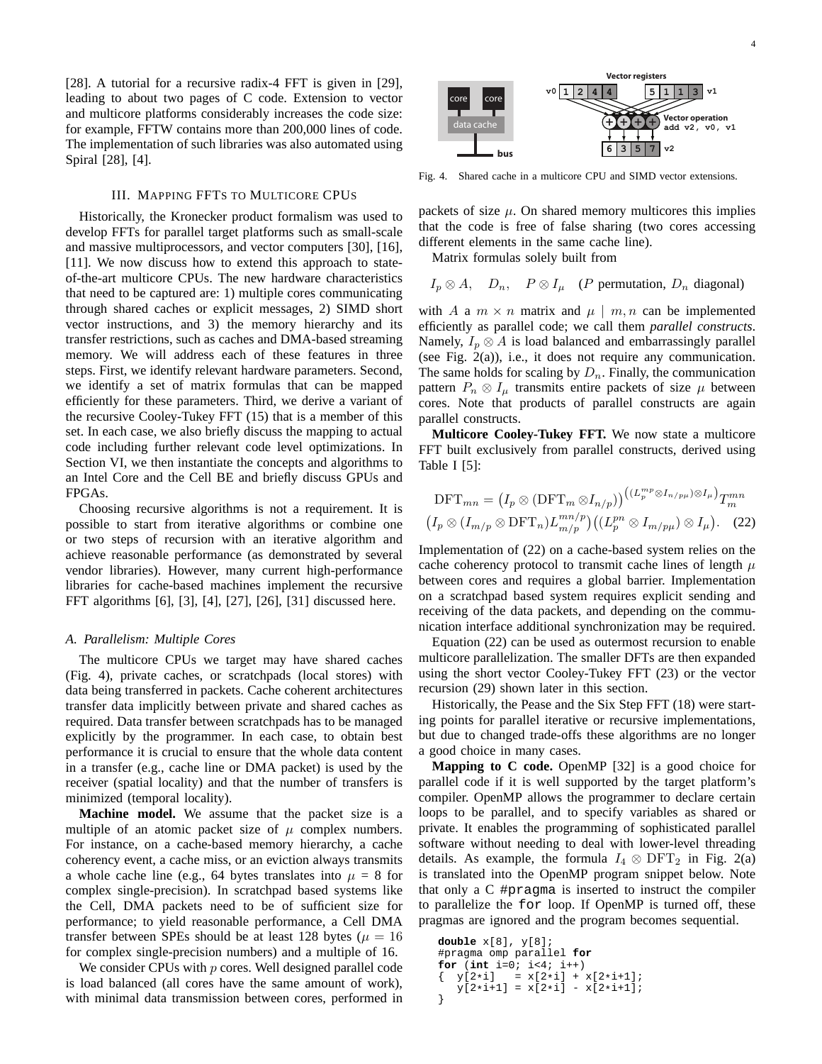[28]. A tutorial for a recursive radix-4 FFT is given in [29], leading to about two pages of C code. Extension to vector and multicore platforms considerably increases the code size: for example, FFTW contains more than 200,000 lines of code. The implementation of such libraries was also automated using Spiral [28], [4].

## III. Mapping FFTs to Multicore CPUs

Historically, the Kronecker product formalism was used to develop FFTs for parallel target platforms such as small-scale and massive multiprocessors, and vector computers [30], [16], [11]. We now discuss how to extend this approach to state-of-the-art multicore CPUs. The new hardware characteristics that need to be captured are: 1) multiple cores communicating through shared caches or explicit messages, 2) SIMD short vector instructions, and 3) the memory hierarchy and its transfer restrictions, such as caches and DMA-based streaming memory. We will address each of these features in three steps. First, we identify relevant hardware parameters. Second, we identify a set of matrix formulas that can be mapped efficiently for these parameters. Third, we derive a variant of the recursive Cooley-Tukey FFT (15) that is a member of this set. In each case, we also briefly discuss the mapping to actual code including further relevant code level optimizations. In Section VI, we then instantiate the concepts and algorithms to an Intel Core and the Cell BE and briefly discuss GPUs and FPGAs.

Choosing recursive algorithms is not a requirement. It is possible to start from iterative algorithms or combine one or two steps of recursion with an iterative algorithm and achieve reasonable performance (as demonstrated by several vendor libraries). However, many current high-performance libraries for cache-based machines implement the recursive FFT algorithms [6], [3], [4], [27], [26], [31] discussed here.

### A. Parallelism: Multiple Cores

The multicore CPUs we target may have shared caches (Fig. 4), private caches, or scratchpads (local stores) with data being transferred in packets. Cache coherent architectures transfer data implicitly between private and shared caches as required. Data transfer between scratchpads has to be managed explicitly by the programmer. In each case, to obtain best performance it is crucial to ensure that the whole data content in a transfer (e.g., cache line or DMA packet) is used by the receiver (spatial locality) and that the number of transfers is minimized (temporal locality).

**Machine model.** We assume that the packet size is a multiple of an atomic packet size of $\mu$ complex numbers. For instance, on a cache-based memory hierarchy, a cache coherency event, a cache miss, or an eviction always transmits a whole cache line (e.g., 64 bytes translates into $\mu = 8$ for complex single-precision). In scratchpad based systems like the Cell, DMA packets need to be of sufficient size for performance; to yield reasonable performance, a Cell DMA transfer between SPEs should be at least 128 bytes ($\mu = 16$ for complex single-precision numbers) and a multiple of 16.

We consider CPUs with $p$ cores. Well designed parallel code is load balanced (all cores have the same amount of work), with minimal data transmission between cores, performed in packets of size $\mu$. On shared memory multicores this implies that the code is free of false sharing (two cores accessing different elements in the same cache line).

Fig. 4. Shared cache in a multicore CPU and SIMD vector extensions.

Matrix formulas solely built from

$$I_p \otimes A, \quad D_n, \quad P \otimes I_\mu \quad (P \text{ permutation}, D_n \text{ diagonal})$$

with $A$ a $m \times n$ matrix and $\mu \mid m, n$ can be implemented efficiently as parallel code; we call them *parallel constructs*. Namely, $I_p \otimes A$ is load balanced and embarrassingly parallel (see Fig. 2(a)), i.e., it does not require any communication. The same holds for scaling by $D_n$. Finally, the communication pattern $P_n \otimes I_\mu$ transmits entire packets of size $\mu$ between cores. Note that products of parallel constructs are again parallel constructs.

**Multicore Cooley-Tukey FFT.** We now state a multicore FFT built exclusively from parallel constructs, derived using Table I [5]:

$$\begin{aligned}\mathrm{DFT}_{mn} = \left(I_p \otimes (\mathrm{DFT}_m \otimes I_{n/p})\right)^{\left((L_p^{mp} \otimes I_{n/p\mu}) \otimes I_\mu\right)} T_m^{mn} \\ \left(I_p \otimes (I_{m/p} \otimes \mathrm{DFT}_n) L_{m/p}^{mn/p}\right)\left((L_p^{pn} \otimes I_{m/p\mu}) \otimes I_\mu\right). \quad (22)\end{aligned}$$

Implementation of (22) on a cache-based system relies on the cache coherency protocol to transmit cache lines of length $\mu$ between cores and requires a global barrier. Implementation on a scratchpad based system requires explicit sending and receiving of the data packets, and depending on the communication interface additional synchronization may be required.

Equation (22) can be used as outermost recursion to enable multicore parallelization. The smaller DFTs are then expanded using the short vector Cooley-Tukey FFT (23) or the vector recursion (29) shown later in this section.

Historically, the Pease and the Six Step FFT (18) were starting points for parallel iterative or recursive implementations, but due to changed trade-offs these algorithms are no longer a good choice in many cases.

**Mapping to C code.** OpenMP [32] is a good choice for parallel code if it is well supported by the target platform's compiler. OpenMP allows the programmer to declare certain loops to be parallel, and to specify variables as shared or private. It enables the programming of sophisticated parallel software without needing to deal with lower-level threading details. As example, the formula $I_4 \otimes \mathrm{DFT}_2$ in Fig. 2(a) is translated into the OpenMP program snippet below. Note that only a C `#pragma` is inserted to instruct the compiler to parallelize the `for` loop. If OpenMP is turned off, these pragmas are ignored and the program becomes sequential.

```
double x[8], y[8];
#pragma omp parallel for
for (int i=0; i<4; i++)
{  y[2*i]   = x[2*i] + x[2*i+1];
   y[2*i+1] = x[2*i] - x[2*i+1];
}
```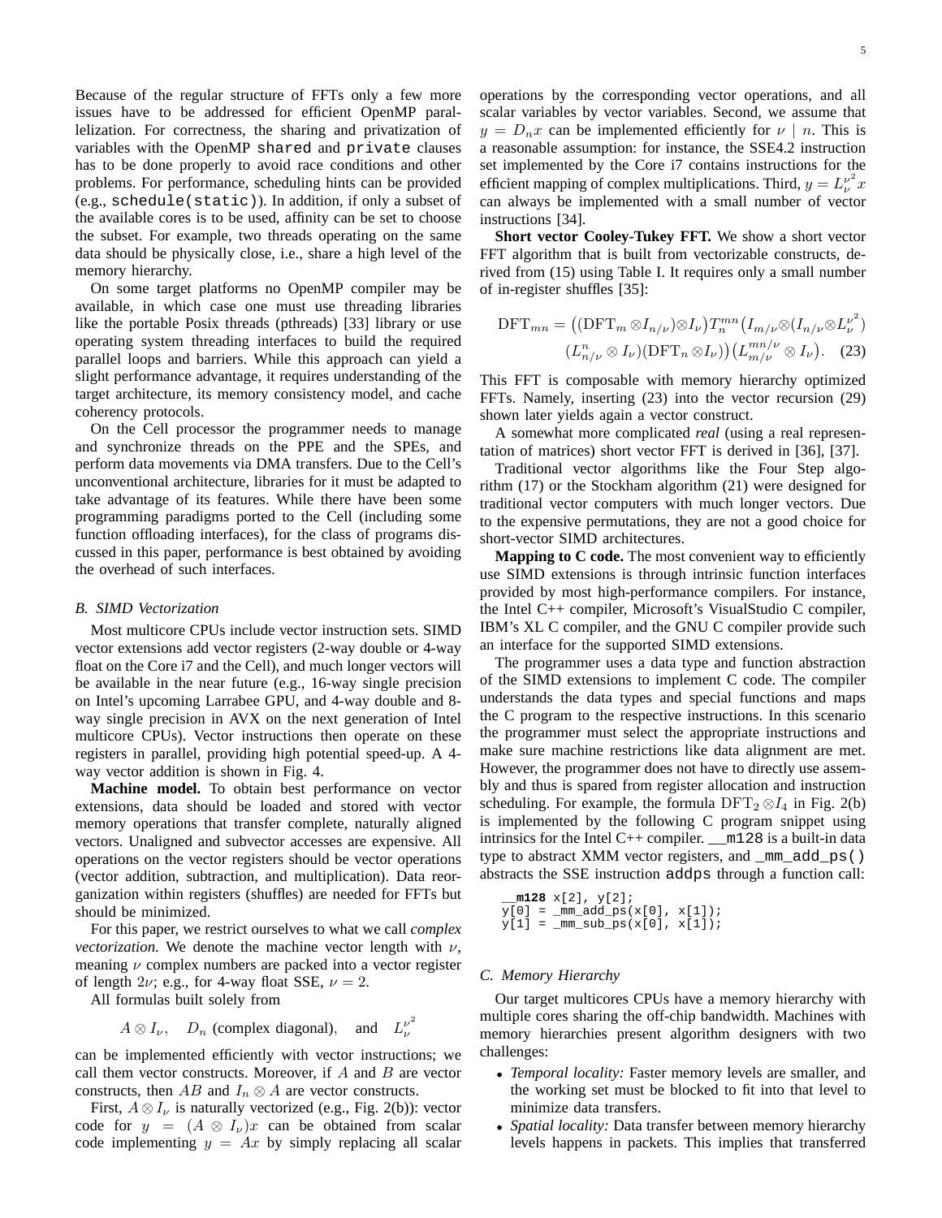Because of the regular structure of FFTs only a few more issues have to be addressed for efficient OpenMP parallelization. For correctness, the sharing and privatization of variables with the OpenMP `shared` and `private` clauses has to be done properly to avoid race conditions and other problems. For performance, scheduling hints can be provided (e.g., `schedule(static)`). In addition, if only a subset of the available cores is to be used, affinity can be set to choose the subset. For example, two threads operating on the same data should be physically close, i.e., share a high level of the memory hierarchy.

On some target platforms no OpenMP compiler may be available, in which case one must use threading libraries like the portable Posix threads (pthreads) [33] library or use operating system threading interfaces to build the required parallel loops and barriers. While this approach can yield a slight performance advantage, it requires understanding of the target architecture, its memory consistency model, and cache coherency protocols.

On the Cell processor the programmer needs to manage and synchronize threads on the PPE and the SPEs, and perform data movements via DMA transfers. Due to the Cell's unconventional architecture, libraries for it must be adapted to take advantage of its features. While there have been some programming paradigms ported to the Cell (including some function offloading interfaces), for the class of programs discussed in this paper, performance is best obtained by avoiding the overhead of such interfaces.

### B. SIMD Vectorization

Most multicore CPUs include vector instruction sets. SIMD vector extensions add vector registers (2-way double or 4-way float on the Core i7 and the Cell), and much longer vectors will be available in the near future (e.g., 16-way single precision on Intel's upcoming Larrabee GPU, and 4-way double and 8-way single precision in AVX on the next generation of Intel multicore CPUs). Vector instructions then operate on these registers in parallel, providing high potential speed-up. A 4-way vector addition is shown in Fig. 4.

**Machine model.** To obtain best performance on vector extensions, data should be loaded and stored with vector memory operations that transfer complete, naturally aligned vectors. Unaligned and subvector accesses are expensive. All operations on the vector registers should be vector operations (vector addition, subtraction, and multiplication). Data reorganization within registers (shuffles) are needed for FFTs but should be minimized.

For this paper, we restrict ourselves to what we call *complex vectorization*. We denote the machine vector length with $\nu$, meaning $\nu$ complex numbers are packed into a vector register of length $2\nu$; e.g., for 4-way float SSE, $\nu = 2$.

All formulas built solely from

$$A \otimes I_\nu, \quad D_n \text{ (complex diagonal)}, \quad \text{and} \quad L_\nu^{\nu^2}$$

can be implemented efficiently with vector instructions; we call them vector constructs. Moreover, if $A$ and $B$ are vector constructs, then $AB$ and $I_n \otimes A$ are vector constructs.

First, $A \otimes I_\nu$ is naturally vectorized (e.g., Fig. 2(b)): vector code for $y = (A \otimes I_\nu)x$ can be obtained from scalar code implementing $y = Ax$ by simply replacing all scalar operations by the corresponding vector operations, and all scalar variables by vector variables. Second, we assume that $y = D_n x$ can be implemented efficiently for $\nu \mid n$. This is a reasonable assumption: for instance, the SSE4.2 instruction set implemented by the Core i7 contains instructions for the efficient mapping of complex multiplications. Third, $y = L_\nu^{\nu^2} x$ can always be implemented with a small number of vector instructions [34].

**Short vector Cooley-Tukey FFT.** We show a short vector FFT algorithm that is built from vectorizable constructs, derived from (15) using Table I. It requires only a small number of in-register shuffles [35]:

$$\mathrm{DFT}_{mn} = \big((\mathrm{DFT}_m \otimes I_{n/\nu}) \otimes I_\nu\big) T_n^{mn} \big(I_{m/\nu} \otimes (I_{n/\nu} \otimes L_\nu^{\nu^2}) \\ (L_{n/\nu}^{n} \otimes I_\nu)(\mathrm{DFT}_n \otimes I_\nu)\big) \big(L_{m/\nu}^{mn/\nu} \otimes I_\nu\big). \quad (23)$$

This FFT is composable with memory hierarchy optimized FFTs. Namely, inserting (23) into the vector recursion (29) shown later yields again a vector construct.

A somewhat more complicated *real* (using a real representation of matrices) short vector FFT is derived in [36], [37].

Traditional vector algorithms like the Four Step algorithm (17) or the Stockham algorithm (21) were designed for traditional vector computers with much longer vectors. Due to the expensive permutations, they are not a good choice for short-vector SIMD architectures.

**Mapping to C code.** The most convenient way to efficiently use SIMD extensions is through intrinsic function interfaces provided by most high-performance compilers. For instance, the Intel C++ compiler, Microsoft's VisualStudio C compiler, IBM's XL C compiler, and the GNU C compiler provide such an interface for the supported SIMD extensions.

The programmer uses a data type and function abstraction of the SIMD extensions to implement C code. The compiler understands the data types and special functions and maps the C program to the respective instructions. In this scenario the programmer must select the appropriate instructions and make sure machine restrictions like data alignment are met. However, the programmer does not have to directly use assembly and thus is spared from register allocation and instruction scheduling. For example, the formula $\mathrm{DFT}_2 \otimes I_4$ in Fig. 2(b) is implemented by the following C program snippet using intrinsics for the Intel C++ compiler. `__m128` is a built-in data type to abstract XMM vector registers, and `_mm_add_ps()` abstracts the SSE instruction `addps` through a function call:

```
__m128 x[2], y[2];
y[0] = _mm_add_ps(x[0], x[1]);
y[1] = _mm_sub_ps(x[0], x[1]);
```

### C. Memory Hierarchy

Our target multicores CPUs have a memory hierarchy with multiple cores sharing the off-chip bandwidth. Machines with memory hierarchies present algorithm designers with two challenges:

- *Temporal locality:* Faster memory levels are smaller, and the working set must be blocked to fit into that level to minimize data transfers.
- *Spatial locality:* Data transfer between memory hierarchy levels happens in packets. This implies that transferred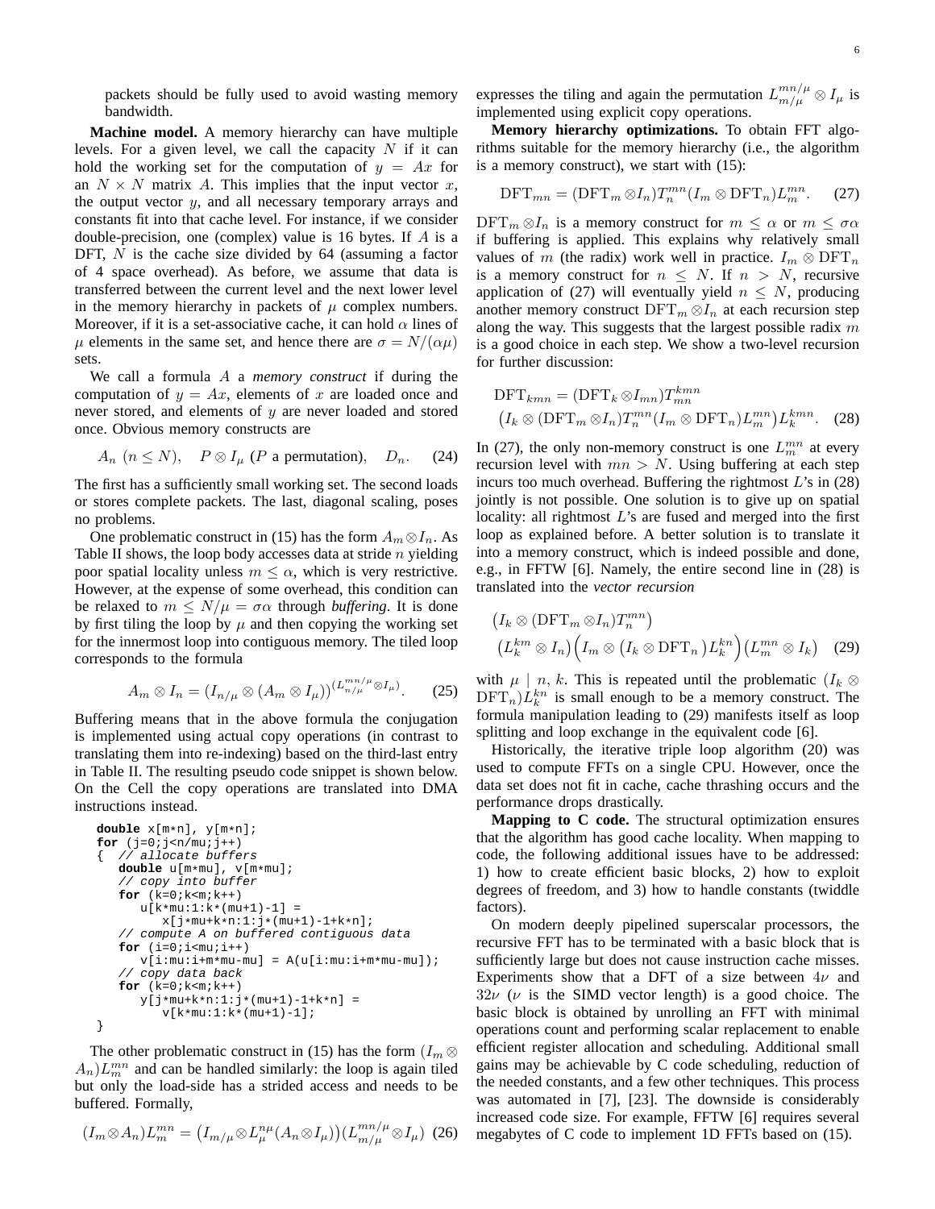packets should be fully used to avoid wasting memory bandwidth.

**Machine model.** A memory hierarchy can have multiple levels. For a given level, we call the capacity $N$ if it can hold the working set for the computation of $y = Ax$ for an $N \times N$ matrix $A$. This implies that the input vector $x$, the output vector $y$, and all necessary temporary arrays and constants fit into that cache level. For instance, if we consider double-precision, one (complex) value is 16 bytes. If $A$ is a DFT, $N$ is the cache size divided by 64 (assuming a factor of 4 space overhead). As before, we assume that data is transferred between the current level and the next lower level in the memory hierarchy in packets of $\mu$ complex numbers. Moreover, if it is a set-associative cache, it can hold $\alpha$ lines of $\mu$ elements in the same set, and hence there are $\sigma = N/(\alpha\mu)$ sets.

We call a formula $A$ a *memory construct* if during the computation of $y = Ax$, elements of $x$ are loaded once and never stored, and elements of $y$ are never loaded and stored once. Obvious memory constructs are

$$A_n \ (n \leq N), \quad P \otimes I_\mu \ (P \text{ a permutation}), \quad D_n. \tag{24}$$

The first has a sufficiently small working set. The second loads or stores complete packets. The last, diagonal scaling, poses no problems.

One problematic construct in (15) has the form $A_m \otimes I_n$. As Table II shows, the loop body accesses data at stride $n$ yielding poor spatial locality unless $m \leq \alpha$, which is very restrictive. However, at the expense of some overhead, this condition can be relaxed to $m \leq N/\mu = \sigma\alpha$ through *buffering*. It is done by first tiling the loop by $\mu$ and then copying the working set for the innermost loop into contiguous memory. The tiled loop corresponds to the formula

$$A_m \otimes I_n = (I_{n/\mu} \otimes (A_m \otimes I_\mu))^{(L^{mn/\mu}_{n/\mu} \otimes I_\mu)}. \tag{25}$$

Buffering means that in the above formula the conjugation is implemented using actual copy operations (in contrast to translating them into re-indexing) based on the third-last entry in Table II. The resulting pseudo code snippet is shown below. On the Cell the copy operations are translated into DMA instructions instead.

```
double x[m*n], y[m*n];
for (j=0;j<n/mu;j++)
{  // allocate buffers
   double u[m*mu], v[m*mu];
   // copy into buffer
   for (k=0;k<m;k++)
      u[k*mu:1:k*(mu+1)-1] =
         x[j*mu+k*n:1:j*(mu+1)-1+k*n];
   // compute A on buffered contiguous data
   for (i=0;i<mu;i++)
      v[i:mu:i+m*mu-mu] = A(u[i:mu:i+m*mu-mu]);
   // copy data back
   for (k=0;k<m;k++)
      y[j*mu+k*n:1:j*(mu+1)-1+k*n] =
         v[k*mu:1:k*(mu+1)-1];
}
```

The other problematic construct in (15) has the form $(I_m \otimes A_n)L^{mn}_m$ and can be handled similarly: the loop is again tiled but only the load-side has a strided access and needs to be buffered. Formally,

$$(I_m \otimes A_n)L^{mn}_m = \big(I_{m/\mu} \otimes L^{n\mu}_\mu (A_n \otimes I_\mu)\big)(L^{mn/\mu}_{m/\mu} \otimes I_\mu) \tag{26}$$

expresses the tiling and again the permutation $L^{mn/\mu}_{m/\mu} \otimes I_\mu$ is implemented using explicit copy operations.

**Memory hierarchy optimizations.** To obtain FFT algorithms suitable for the memory hierarchy (i.e., the algorithm is a memory construct), we start with (15):

$$\mathrm{DFT}_{mn} = (\mathrm{DFT}_m \otimes I_n)T^{mn}_n(I_m \otimes \mathrm{DFT}_n)L^{mn}_m. \tag{27}$$

$\mathrm{DFT}_m \otimes I_n$ is a memory construct for $m \leq \alpha$ or $m \leq \sigma\alpha$ if buffering is applied. This explains why relatively small values of $m$ (the radix) work well in practice. $I_m \otimes \mathrm{DFT}_n$ is a memory construct for $n \leq N$. If $n > N$, recursive application of (27) will eventually yield $n \leq N$, producing another memory construct $\mathrm{DFT}_m \otimes I_n$ at each recursion step along the way. This suggests that the largest possible radix $m$ is a good choice in each step. We show a two-level recursion for further discussion:

$$\begin{aligned}\mathrm{DFT}_{kmn} = {} & (\mathrm{DFT}_k \otimes I_{mn})T^{kmn}_{mn} \\ & \big(I_k \otimes (\mathrm{DFT}_m \otimes I_n)T^{mn}_n(I_m \otimes \mathrm{DFT}_n)L^{mn}_m\big)L^{kmn}_k. \end{aligned} \tag{28}$$

In (27), the only non-memory construct is one $L^{mn}_m$ at every recursion level with $mn > N$. Using buffering at each step incurs too much overhead. Buffering the rightmost $L$'s in (28) jointly is not possible. One solution is to give up on spatial locality: all rightmost $L$'s are fused and merged into the first loop as explained before. A better solution is to translate it into a memory construct, which is indeed possible and done, e.g., in FFTW [6]. Namely, the entire second line in (28) is translated into the *vector recursion*

$$\begin{aligned}& \big(I_k \otimes (\mathrm{DFT}_m \otimes I_n)T^{mn}_n\big) \\ & \big(L^{km}_k \otimes I_n\big)\Big(I_m \otimes \big(I_k \otimes \mathrm{DFT}_n\big)L^{kn}_k\Big)\big(L^{mn}_m \otimes I_k\big) \end{aligned} \tag{29}$$

with $\mu \mid n, k$. This is repeated until the problematic $(I_k \otimes \mathrm{DFT}_n)L^{kn}_k$ is small enough to be a memory construct. The formula manipulation leading to (29) manifests itself as loop splitting and loop exchange in the equivalent code [6].

Historically, the iterative triple loop algorithm (20) was used to compute FFTs on a single CPU. However, once the data set does not fit in cache, cache thrashing occurs and the performance drops drastically.

**Mapping to C code.** The structural optimization ensures that the algorithm has good cache locality. When mapping to code, the following additional issues have to be addressed: 1) how to create efficient basic blocks, 2) how to exploit degrees of freedom, and 3) how to handle constants (twiddle factors).

On modern deeply pipelined superscalar processors, the recursive FFT has to be terminated with a basic block that is sufficiently large but does not cause instruction cache misses. Experiments show that a DFT of a size between $4\nu$ and $32\nu$ ($\nu$ is the SIMD vector length) is a good choice. The basic block is obtained by unrolling an FFT with minimal operations count and performing scalar replacement to enable efficient register allocation and scheduling. Additional small gains may be achievable by C code scheduling, reduction of the needed constants, and a few other techniques. This process was automated in [7], [23]. The downside is considerably increased code size. For example, FFTW [6] requires several megabytes of C code to implement 1D FFTs based on (15).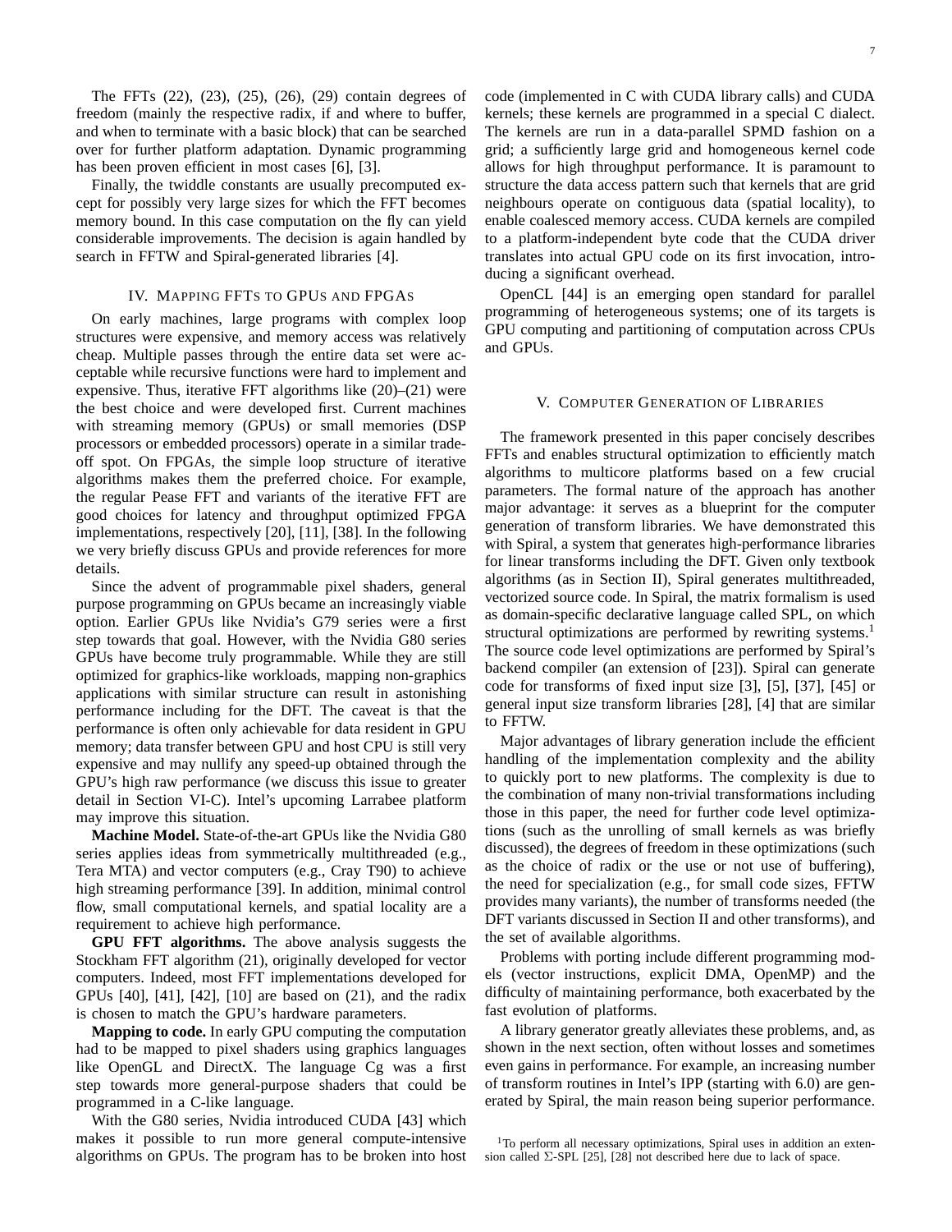The FFTs (22), (23), (25), (26), (29) contain degrees of freedom (mainly the respective radix, if and where to buffer, and when to terminate with a basic block) that can be searched over for further platform adaptation. Dynamic programming has been proven efficient in most cases [6], [3].

Finally, the twiddle constants are usually precomputed except for possibly very large sizes for which the FFT becomes memory bound. In this case computation on the fly can yield considerable improvements. The decision is again handled by search in FFTW and Spiral-generated libraries [4].

## IV. Mapping FFTs to GPUs and FPGAs

On early machines, large programs with complex loop structures were expensive, and memory access was relatively cheap. Multiple passes through the entire data set were acceptable while recursive functions were hard to implement and expensive. Thus, iterative FFT algorithms like (20)–(21) were the best choice and were developed first. Current machines with streaming memory (GPUs) or small memories (DSP processors or embedded processors) operate in a similar tradeoff spot. On FPGAs, the simple loop structure of iterative algorithms makes them the preferred choice. For example, the regular Pease FFT and variants of the iterative FFT are good choices for latency and throughput optimized FPGA implementations, respectively [20], [11], [38]. In the following we very briefly discuss GPUs and provide references for more details.

Since the advent of programmable pixel shaders, general purpose programming on GPUs became an increasingly viable option. Earlier GPUs like Nvidia's G79 series were a first step towards that goal. However, with the Nvidia G80 series GPUs have become truly programmable. While they are still optimized for graphics-like workloads, mapping non-graphics applications with similar structure can result in astonishing performance including for the DFT. The caveat is that the performance is often only achievable for data resident in GPU memory; data transfer between GPU and host CPU is still very expensive and may nullify any speed-up obtained through the GPU's high raw performance (we discuss this issue to greater detail in Section VI-C). Intel's upcoming Larrabee platform may improve this situation.

**Machine Model.** State-of-the-art GPUs like the Nvidia G80 series applies ideas from symmetrically multithreaded (e.g., Tera MTA) and vector computers (e.g., Cray T90) to achieve high streaming performance [39]. In addition, minimal control flow, small computational kernels, and spatial locality are a requirement to achieve high performance.

**GPU FFT algorithms.** The above analysis suggests the Stockham FFT algorithm (21), originally developed for vector computers. Indeed, most FFT implementations developed for GPUs [40], [41], [42], [10] are based on (21), and the radix is chosen to match the GPU's hardware parameters.

**Mapping to code.** In early GPU computing the computation had to be mapped to pixel shaders using graphics languages like OpenGL and DirectX. The language Cg was a first step towards more general-purpose shaders that could be programmed in a C-like language.

With the G80 series, Nvidia introduced CUDA [43] which makes it possible to run more general compute-intensive algorithms on GPUs. The program has to be broken into host code (implemented in C with CUDA library calls) and CUDA kernels; these kernels are programmed in a special C dialect. The kernels are run in a data-parallel SPMD fashion on a grid; a sufficiently large grid and homogeneous kernel code allows for high throughput performance. It is paramount to structure the data access pattern such that kernels that are grid neighbours operate on contiguous data (spatial locality), to enable coalesced memory access. CUDA kernels are compiled to a platform-independent byte code that the CUDA driver translates into actual GPU code on its first invocation, introducing a significant overhead.

OpenCL [44] is an emerging open standard for parallel programming of heterogeneous systems; one of its targets is GPU computing and partitioning of computation across CPUs and GPUs.

## V. Computer Generation of Libraries

The framework presented in this paper concisely describes FFTs and enables structural optimization to efficiently match algorithms to multicore platforms based on a few crucial parameters. The formal nature of the approach has another major advantage: it serves as a blueprint for the computer generation of transform libraries. We have demonstrated this with Spiral, a system that generates high-performance libraries for linear transforms including the DFT. Given only textbook algorithms (as in Section II), Spiral generates multithreaded, vectorized source code. In Spiral, the matrix formalism is used as domain-specific declarative language called SPL, on which structural optimizations are performed by rewriting systems.[1] The source code level optimizations are performed by Spiral's backend compiler (an extension of [23]). Spiral can generate code for transforms of fixed input size [3], [5], [37], [45] or general input size transform libraries [28], [4] that are similar to FFTW.

Major advantages of library generation include the efficient handling of the implementation complexity and the ability to quickly port to new platforms. The complexity is due to the combination of many non-trivial transformations including those in this paper, the need for further code level optimizations (such as the unrolling of small kernels as was briefly discussed), the degrees of freedom in these optimizations (such as the choice of radix or the use or not use of buffering), the need for specialization (e.g., for small code sizes, FFTW provides many variants), the number of transforms needed (the DFT variants discussed in Section II and other transforms), and the set of available algorithms.

Problems with porting include different programming models (vector instructions, explicit DMA, OpenMP) and the difficulty of maintaining performance, both exacerbated by the fast evolution of platforms.

A library generator greatly alleviates these problems, and, as shown in the next section, often without losses and sometimes even gains in performance. For example, an increasing number of transform routines in Intel's IPP (starting with 6.0) are generated by Spiral, the main reason being superior performance.

[1] To perform all necessary optimizations, Spiral uses in addition an extension called $\Sigma$-SPL [25], [28] not described here due to lack of space.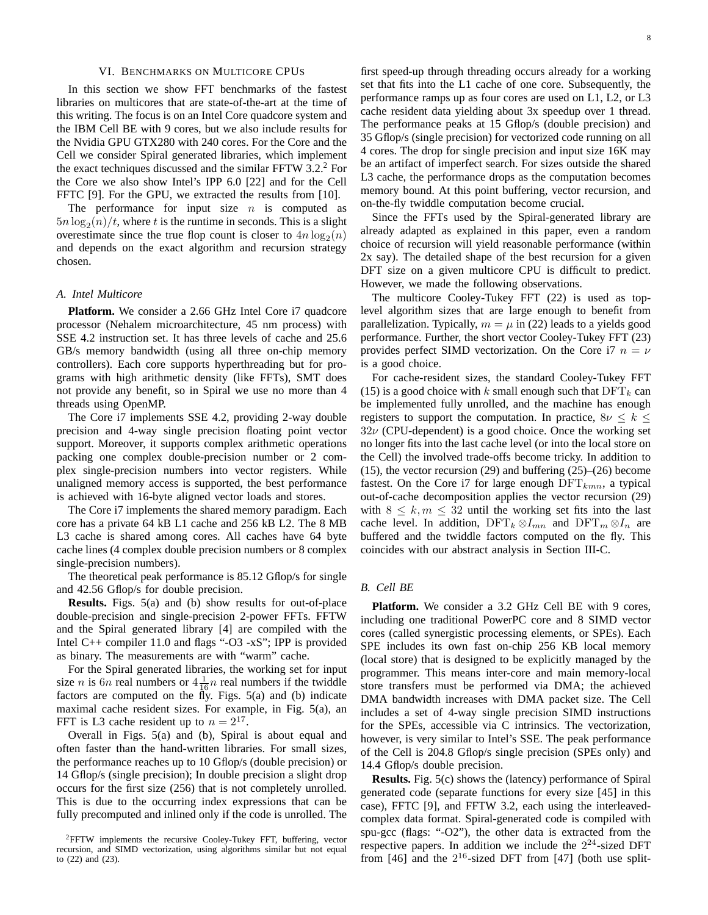## VI. Benchmarks on Multicore CPUs

In this section we show FFT benchmarks of the fastest libraries on multicores that are state-of-the-art at the time of this writing. The focus is on an Intel Core quadcore system and the IBM Cell BE with 9 cores, but we also include results for the Nvidia GPU GTX280 with 240 cores. For the Core and the Cell we consider Spiral generated libraries, which implement the exact techniques discussed and the similar FFTW 3.2.[2] For the Core we also show Intel's IPP 6.0 [22] and for the Cell FFTC [9]. For the GPU, we extracted the results from [10].

The performance for input size $n$ is computed as $5n\log_2(n)/t$, where $t$ is the runtime in seconds. This is a slight overestimate since the true flop count is closer to $4n\log_2(n)$ and depends on the exact algorithm and recursion strategy chosen.

### A. Intel Multicore

**Platform.** We consider a 2.66 GHz Intel Core i7 quadcore processor (Nehalem microarchitecture, 45 nm process) with SSE 4.2 instruction set. It has three levels of cache and 25.6 GB/s memory bandwidth (using all three on-chip memory controllers). Each core supports hyperthreading but for programs with high arithmetic density (like FFTs), SMT does not provide any benefit, so in Spiral we use no more than 4 threads using OpenMP.

The Core i7 implements SSE 4.2, providing 2-way double precision and 4-way single precision floating point vector support. Moreover, it supports complex arithmetic operations packing one complex double-precision number or 2 complex single-precision numbers into vector registers. While unaligned memory access is supported, the best performance is achieved with 16-byte aligned vector loads and stores.

The Core i7 implements the shared memory paradigm. Each core has a private 64 kB L1 cache and 256 kB L2. The 8 MB L3 cache is shared among cores. All caches have 64 byte cache lines (4 complex double precision numbers or 8 complex single-precision numbers).

The theoretical peak performance is 85.12 Gflop/s for single and 42.56 Gflop/s for double precision.

**Results.** Figs. 5(a) and (b) show results for out-of-place double-precision and single-precision 2-power FFTs. FFTW and the Spiral generated library [4] are compiled with the Intel C++ compiler 11.0 and flags "-O3 -xS"; IPP is provided as binary. The measurements are with "warm" cache.

For the Spiral generated libraries, the working set for input size $n$ is $6n$ real numbers or $4\frac{1}{16}n$ real numbers if the twiddle factors are computed on the fly. Figs. 5(a) and (b) indicate maximal cache resident sizes. For example, in Fig. 5(a), an FFT is L3 cache resident up to $n = 2^{17}$.

Overall in Figs. 5(a) and (b), Spiral is about equal and often faster than the hand-written libraries. For small sizes, the performance reaches up to 10 Gflop/s (double precision) or 14 Gflop/s (single precision); In double precision a slight drop occurs for the first size (256) that is not completely unrolled. This is due to the occurring index expressions that can be fully precomputed and inlined only if the code is unrolled. The first speed-up through threading occurs already for a working set that fits into the L1 cache of one core. Subsequently, the performance ramps up as four cores are used on L1, L2, or L3 cache resident data yielding about 3x speedup over 1 thread. The performance peaks at 15 Gflop/s (double precision) and 35 Gflop/s (single precision) for vectorized code running on all 4 cores. The drop for single precision and input size 16K may be an artifact of imperfect search. For sizes outside the shared L3 cache, the performance drops as the computation becomes memory bound. At this point buffering, vector recursion, and on-the-fly twiddle computation become crucial.

Since the FFTs used by the Spiral-generated library are already adapted as explained in this paper, even a random choice of recursion will yield reasonable performance (within 2x say). The detailed shape of the best recursion for a given DFT size on a given multicore CPU is difficult to predict. However, we made the following observations.

The multicore Cooley-Tukey FFT (22) is used as top-level algorithm sizes that are large enough to benefit from parallelization. Typically, $m = \mu$ in (22) leads to a yields good performance. Further, the short vector Cooley-Tukey FFT (23) provides perfect SIMD vectorization. On the Core i7 $n = \nu$ is a good choice.

For cache-resident sizes, the standard Cooley-Tukey FFT (15) is a good choice with $k$ small enough such that $\mathrm{DFT}_k$ can be implemented fully unrolled, and the machine has enough registers to support the computation. In practice, $8\nu \leq k \leq 32\nu$ (CPU-dependent) is a good choice. Once the working set no longer fits into the last cache level (or into the local store on the Cell) the involved trade-offs become tricky. In addition to (15), the vector recursion (29) and buffering (25)–(26) become fastest. On the Core i7 for large enough $\mathrm{DFT}_{kmn}$, a typical out-of-cache decomposition applies the vector recursion (29) with $8 \leq k, m \leq 32$ until the working set fits into the last cache level. In addition, $\mathrm{DFT}_k \otimes I_{mn}$ and $\mathrm{DFT}_m \otimes I_n$ are buffered and the twiddle factors computed on the fly. This coincides with our abstract analysis in Section III-C.

### B. Cell BE

**Platform.** We consider a 3.2 GHz Cell BE with 9 cores, including one traditional PowerPC core and 8 SIMD vector cores (called synergistic processing elements, or SPEs). Each SPE includes its own fast on-chip 256 KB local memory (local store) that is designed to be explicitly managed by the programmer. This means inter-core and main memory-local store transfers must be performed via DMA; the achieved DMA bandwidth increases with DMA packet size. The Cell includes a set of 4-way single precision SIMD instructions for the SPEs, accessible via C intrinsics. The vectorization, however, is very similar to Intel's SSE. The peak performance of the Cell is 204.8 Gflop/s single precision (SPEs only) and 14.4 Gflop/s double precision.

**Results.** Fig. 5(c) shows the (latency) performance of Spiral generated code (separate functions for every size [45] in this case), FFTC [9], and FFTW 3.2, each using the interleaved-complex data format. Spiral-generated code is compiled with spu-gcc (flags: "-O2"), the other data is extracted from the respective papers. In addition we include the $2^{24}$-sized DFT from [46] and the $2^{16}$-sized DFT from [47] (both use split-

[2] FFTW implements the recursive Cooley-Tukey FFT, buffering, vector recursion, and SIMD vectorization, using algorithms similar but not equal to (22) and (23).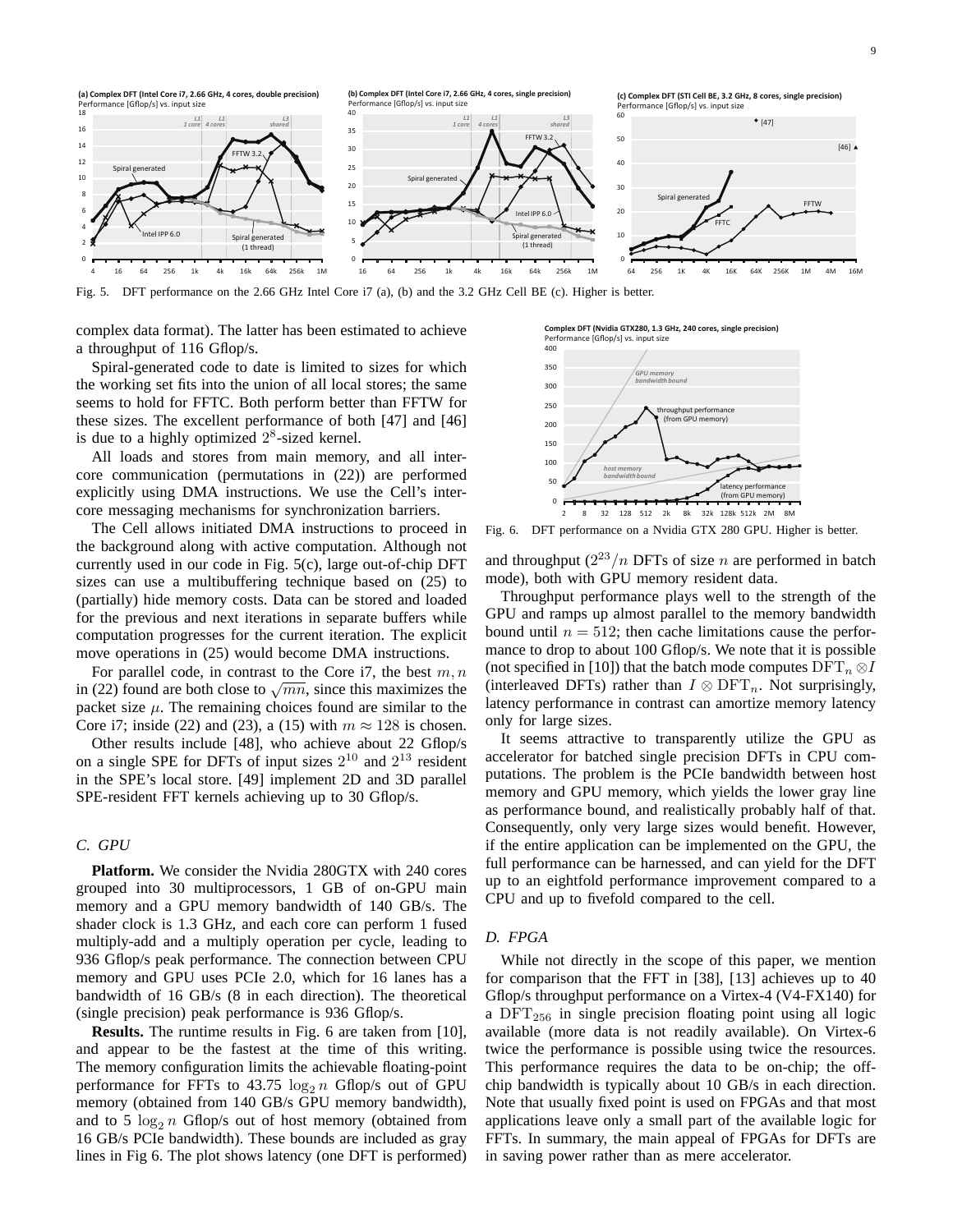Fig. 5. DFT performance on the 2.66 GHz Intel Core i7 (a), (b) and the 3.2 GHz Cell BE (c). Higher is better.

complex data format). The latter has been estimated to achieve a throughput of 116 Gflop/s.

Spiral-generated code to date is limited to sizes for which the working set fits into the union of all local stores; the same seems to hold for FFTC. Both perform better than FFTW for these sizes. The excellent performance of both [47] and [46] is due to a highly optimized $2^8$-sized kernel.

All loads and stores from main memory, and all inter-core communication (permutations in (22)) are performed explicitly using DMA instructions. We use the Cell's inter-core messaging mechanisms for synchronization barriers.

The Cell allows initiated DMA instructions to proceed in the background along with active computation. Although not currently used in our code in Fig. 5(c), large out-of-chip DFT sizes can use a multibuffering technique based on (25) to (partially) hide memory costs. Data can be stored and loaded for the previous and next iterations in separate buffers while computation progresses for the current iteration. The explicit move operations in (25) would become DMA instructions.

For parallel code, in contrast to the Core i7, the best $m, n$ in (22) found are both close to $\sqrt{mn}$, since this maximizes the packet size $\mu$. The remaining choices found are similar to the Core i7; inside (22) and (23), a (15) with $m \approx 128$ is chosen.

Other results include [48], who achieve about 22 Gflop/s on a single SPE for DFTs of input sizes $2^{10}$ and $2^{13}$ resident in the SPE's local store. [49] implement 2D and 3D parallel SPE-resident FFT kernels achieving up to 30 Gflop/s.

### C. GPU

**Platform.** We consider the Nvidia 280GTX with 240 cores grouped into 30 multiprocessors, 1 GB of on-GPU main memory and a GPU memory bandwidth of 140 GB/s. The shader clock is 1.3 GHz, and each core can perform 1 fused multiply-add and a multiply operation per cycle, leading to 936 Gflop/s peak performance. The connection between CPU memory and GPU uses PCIe 2.0, which for 16 lanes has a bandwidth of 16 GB/s (8 in each direction). The theoretical (single precision) peak performance is 936 Gflop/s.

**Results.** The runtime results in Fig. 6 are taken from [10], and appear to be the fastest at the time of this writing. The memory configuration limits the achievable floating-point performance for FFTs to 43.75 $\log_2 n$ Gflop/s out of GPU memory (obtained from 140 GB/s GPU memory bandwidth), and to 5 $\log_2 n$ Gflop/s out of host memory (obtained from 16 GB/s PCIe bandwidth). These bounds are included as gray lines in Fig 6. The plot shows latency (one DFT is performed) and throughput ($2^{23}/n$ DFTs of size $n$ are performed in batch mode), both with GPU memory resident data.

Fig. 6. DFT performance on a Nvidia GTX 280 GPU. Higher is better.

Throughput performance plays well to the strength of the GPU and ramps up almost parallel to the memory bandwidth bound until $n = 512$; then cache limitations cause the performance to drop to about 100 Gflop/s. We note that it is possible (not specified in [10]) that the batch mode computes $\mathrm{DFT}_n \otimes I$ (interleaved DFTs) rather than $I \otimes \mathrm{DFT}_n$. Not surprisingly, latency performance in contrast can amortize memory latency only for large sizes.

It seems attractive to transparently utilize the GPU as accelerator for batched single precision DFTs in CPU computations. The problem is the PCIe bandwidth between host memory and GPU memory, which yields the lower gray line as performance bound, and realistically probably half of that. Consequently, only very large sizes would benefit. However, if the entire application can be implemented on the GPU, the full performance can be harnessed, and can yield for the DFT up to an eightfold performance improvement compared to a CPU and up to fivefold compared to the cell.

### D. FPGA

While not directly in the scope of this paper, we mention for comparison that the FFT in [38], [13] achieves up to 40 Gflop/s throughput performance on a Virtex-4 (V4-FX140) for a $\mathrm{DFT}_{256}$ in single precision floating point using all logic available (more data is not readily available). On Virtex-6 twice the performance is possible using twice the resources. This performance requires the data to be on-chip; the off-chip bandwidth is typically about 10 GB/s in each direction. Note that usually fixed point is used on FPGAs and that most applications leave only a small part of the available logic for FFTs. In summary, the main appeal of FPGAs for DFTs are in saving power rather than as mere accelerator.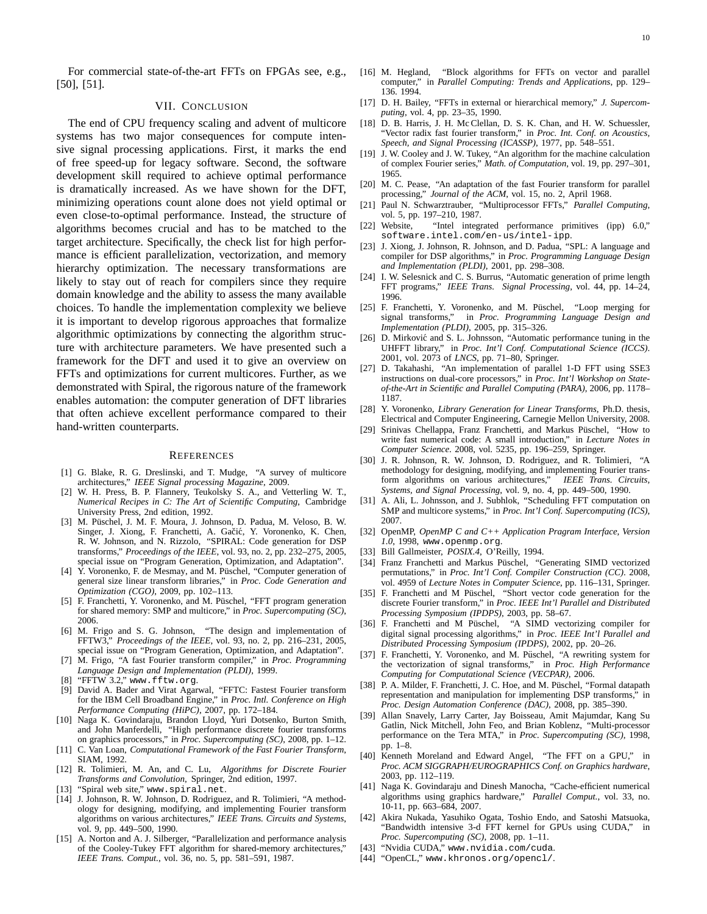For commercial state-of-the-art FFTs on FPGAs see, e.g., [50], [51].

## VII. Conclusion

The end of CPU frequency scaling and advent of multicore systems has two major consequences for compute intensive signal processing applications. First, it marks the end of free speed-up for legacy software. Second, the software development skill required to achieve optimal performance is dramatically increased. As we have shown for the DFT, minimizing operations count alone does not yield optimal or even close-to-optimal performance. Instead, the structure of algorithms becomes crucial and has to be matched to the target architecture. Specifically, the check list for high performance is efficient parallelization, vectorization, and memory hierarchy optimization. The necessary transformations are likely to stay out of reach for compilers since they require domain knowledge and the ability to assess the many available choices. To handle the implementation complexity we believe it is important to develop rigorous approaches that formalize algorithmic optimizations by connecting the algorithm structure with architecture parameters. We have presented such a framework for the DFT and used it to give an overview on FFTs and optimizations for current multicores. Further, as we demonstrated with Spiral, the rigorous nature of the framework enables automation: the computer generation of DFT libraries that often achieve excellent performance compared to their hand-written counterparts.

## References

[1] G. Blake, R. G. Dreslinski, and T. Mudge, "A survey of multicore architectures," *IEEE Signal processing Magazine*, 2009.

[2] W. H. Press, B. P. Flannery, Teukolsky S. A., and Vetterling W. T., *Numerical Recipes in C: The Art of Scientific Computing*, Cambridge University Press, 2nd edition, 1992.

[3] M. Püschel, J. M. F. Moura, J. Johnson, D. Padua, M. Veloso, B. W. Singer, J. Xiong, F. Franchetti, A. Gačić, Y. Voronenko, K. Chen, R. W. Johnson, and N. Rizzolo, "SPIRAL: Code generation for DSP transforms," *Proceedings of the IEEE*, vol. 93, no. 2, pp. 232–275, 2005, special issue on "Program Generation, Optimization, and Adaptation".

[4] Y. Voronenko, F. de Mesmay, and M. Püschel, "Computer generation of general size linear transform libraries," in *Proc. Code Generation and Optimization (CGO)*, 2009, pp. 102–113.

[5] F. Franchetti, Y. Voronenko, and M. Püschel, "FFT program generation for shared memory: SMP and multicore," in *Proc. Supercomputing (SC)*, 2006.

[6] M. Frigo and S. G. Johnson, "The design and implementation of FFTW3," *Proceedings of the IEEE*, vol. 93, no. 2, pp. 216–231, 2005, special issue on "Program Generation, Optimization, and Adaptation".

[7] M. Frigo, "A fast Fourier transform compiler," in *Proc. Programming Language Design and Implementation (PLDI)*, 1999.

[8] "FFTW 3.2," www.fftw.org.

[9] David A. Bader and Virat Agarwal, "FFTC: Fastest Fourier transform for the IBM Cell Broadband Engine," in *Proc. Intl. Conference on High Performance Computing (HiPC)*, 2007, pp. 172–184.

[10] Naga K. Govindaraju, Brandon Lloyd, Yuri Dotsenko, Burton Smith, and John Manferdelli, "High performance discrete fourier transforms on graphics processors," in *Proc. Supercomputing (SC)*, 2008, pp. 1–12.

[11] C. Van Loan, *Computational Framework of the Fast Fourier Transform*, SIAM, 1992.

[12] R. Tolimieri, M. An, and C. Lu, *Algorithms for Discrete Fourier Transforms and Convolution*, Springer, 2nd edition, 1997.

[13] "Spiral web site," www.spiral.net.

[14] J. Johnson, R. W. Johnson, D. Rodriguez, and R. Tolimieri, "A methodology for designing, modifying, and implementing Fourier transform algorithms on various architectures," *IEEE Trans. Circuits and Systems*, vol. 9, pp. 449–500, 1990.

[15] A. Norton and A. J. Silberger, "Parallelization and performance analysis of the Cooley-Tukey FFT algorithm for shared-memory architectures," *IEEE Trans. Comput.*, vol. 36, no. 5, pp. 581–591, 1987.

[16] M. Hegland, "Block algorithms for FFTs on vector and parallel computer," in *Parallel Computing: Trends and Applications*, pp. 129–136. 1994.

[17] D. H. Bailey, "FFTs in external or hierarchical memory," *J. Supercomputing*, vol. 4, pp. 23–35, 1990.

[18] D. B. Harris, J. H. McClellan, D. S. K. Chan, and H. W. Schuessler, "Vector radix fast fourier transform," in *Proc. Int. Conf. on Acoustics, Speech, and Signal Processing (ICASSP)*, 1977, pp. 548–551.

[19] J. W. Cooley and J. W. Tukey, "An algorithm for the machine calculation of complex Fourier series," *Math. of Computation*, vol. 19, pp. 297–301, 1965.

[20] M. C. Pease, "An adaptation of the fast Fourier transform for parallel processing," *Journal of the ACM*, vol. 15, no. 2, April 1968.

[21] Paul N. Schwarztrauber, "Multiprocessor FFTs," *Parallel Computing*, vol. 5, pp. 197–210, 1987.

[22] Website, "Intel integrated performance primitives (ipp) 6.0," software.intel.com/en-us/intel-ipp.

[23] J. Xiong, J. Johnson, R. Johnson, and D. Padua, "SPL: A language and compiler for DSP algorithms," in *Proc. Programming Language Design and Implementation (PLDI)*, 2001, pp. 298–308.

[24] I. W. Selesnick and C. S. Burrus, "Automatic generation of prime length FFT programs," *IEEE Trans. Signal Processing*, vol. 44, pp. 14–24, 1996.

[25] F. Franchetti, Y. Voronenko, and M. Püschel, "Loop merging for signal transforms," in *Proc. Programming Language Design and Implementation (PLDI)*, 2005, pp. 315–326.

[26] D. Mirković and S. L. Johnsson, "Automatic performance tuning in the UHFFT library," in *Proc. Int'l Conf. Computational Science (ICCS)*. 2001, vol. 2073 of *LNCS*, pp. 71–80, Springer.

[27] D. Takahashi, "An implementation of parallel 1-D FFT using SSE3 instructions on dual-core processors," in *Proc. Int'l Workshop on State-of-the-Art in Scientific and Parallel Computing (PARA)*, 2006, pp. 1178–1187.

[28] Y. Voronenko, *Library Generation for Linear Transforms*, Ph.D. thesis, Electrical and Computer Engineering, Carnegie Mellon University, 2008.

[29] Srinivas Chellappa, Franz Franchetti, and Markus Püschel, "How to write fast numerical code: A small introduction," in *Lecture Notes in Computer Science*. 2008, vol. 5235, pp. 196–259, Springer.

[30] J. R. Johnson, R. W. Johnson, D. Rodriguez, and R. Tolimieri, "A methodology for designing, modifying, and implementing Fourier transform algorithms on various architectures," *IEEE Trans. Circuits, Systems, and Signal Processing*, vol. 9, no. 4, pp. 449–500, 1990.

[31] A. Ali, L. Johnsson, and J. Subhlok, "Scheduling FFT computation on SMP and multicore systems," in *Proc. Int'l Conf. Supercomputing (ICS)*, 2007.

[32] OpenMP, *OpenMP C and C++ Application Pragram Interface, Version 1.0*, 1998, www.openmp.org.

[33] Bill Gallmeister, *POSIX.4*, O'Reilly, 1994.

[34] Franz Franchetti and Markus Püschel, "Generating SIMD vectorized permutations," in *Proc. Int'l Conf. Compiler Construction (CC)*. 2008, vol. 4959 of *Lecture Notes in Computer Science*, pp. 116–131, Springer.

[35] F. Franchetti and M Püschel, "Short vector code generation for the discrete Fourier transform," in *Proc. IEEE Int'l Parallel and Distributed Processing Symposium (IPDPS)*, 2003, pp. 58–67.

[36] F. Franchetti and M Püschel, "A SIMD vectorizing compiler for digital signal processing algorithms," in *Proc. IEEE Int'l Parallel and Distributed Processing Symposium (IPDPS)*, 2002, pp. 20–26.

[37] F. Franchetti, Y. Voronenko, and M. Püschel, "A rewriting system for the vectorization of signal transforms," in *Proc. High Performance Computing for Computational Science (VECPAR)*, 2006.

[38] P. A. Milder, F. Franchetti, J. C. Hoe, and M. Püschel, "Formal datapath representation and manipulation for implementing DSP transforms," in *Proc. Design Automation Conference (DAC)*, 2008, pp. 385–390.

[39] Allan Snavely, Larry Carter, Jay Boisseau, Amit Majumdar, Kang Su Gatlin, Nick Mitchell, John Feo, and Brian Koblenz, "Multi-processor performance on the Tera MTA," in *Proc. Supercomputing (SC)*, 1998, pp. 1–8.

[40] Kenneth Moreland and Edward Angel, "The FFT on a GPU," in *Proc. ACM SIGGRAPH/EUROGRAPHICS Conf. on Graphics hardware*, 2003, pp. 112–119.

[41] Naga K. Govindaraju and Dinesh Manocha, "Cache-efficient numerical algorithms using graphics hardware," *Parallel Comput.*, vol. 33, no. 10-11, pp. 663–684, 2007.

[42] Akira Nukada, Yasuhiko Ogata, Toshio Endo, and Satoshi Matsuoka, "Bandwidth intensive 3-d FFT kernel for GPUs using CUDA," in *Proc. Supercomputing (SC)*, 2008, pp. 1–11.

[43] "Nvidia CUDA," www.nvidia.com/cuda.

[44] "OpenCL," www.khronos.org/opencl/.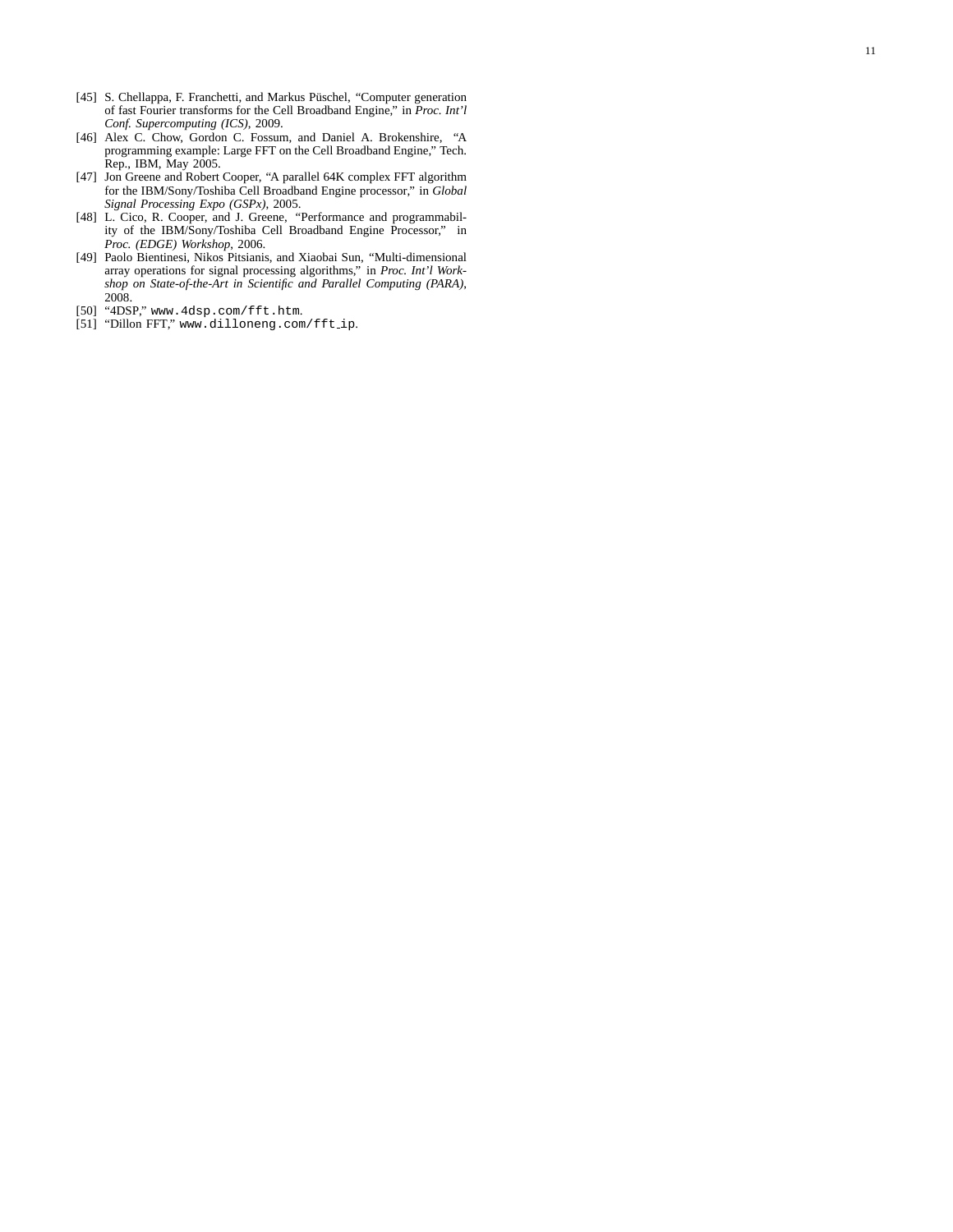[45] S. Chellappa, F. Franchetti, and Markus Püschel, "Computer generation of fast Fourier transforms for the Cell Broadband Engine," in *Proc. Int'l Conf. Supercomputing (ICS)*, 2009.

[46] Alex C. Chow, Gordon C. Fossum, and Daniel A. Brokenshire, "A programming example: Large FFT on the Cell Broadband Engine," Tech. Rep., IBM, May 2005.

[47] Jon Greene and Robert Cooper, "A parallel 64K complex FFT algorithm for the IBM/Sony/Toshiba Cell Broadband Engine processor," in *Global Signal Processing Expo (GSPx)*, 2005.

[48] L. Cico, R. Cooper, and J. Greene, "Performance and programmability of the IBM/Sony/Toshiba Cell Broadband Engine Processor," in *Proc. (EDGE) Workshop*, 2006.

[49] Paolo Bientinesi, Nikos Pitsianis, and Xiaobai Sun, "Multi-dimensional array operations for signal processing algorithms," in *Proc. Int'l Workshop on State-of-the-Art in Scientific and Parallel Computing (PARA)*, 2008.

[50] "4DSP," `www.4dsp.com/fft.htm`.

[51] "Dillon FFT," `www.dilloneng.com/fft_ip`.